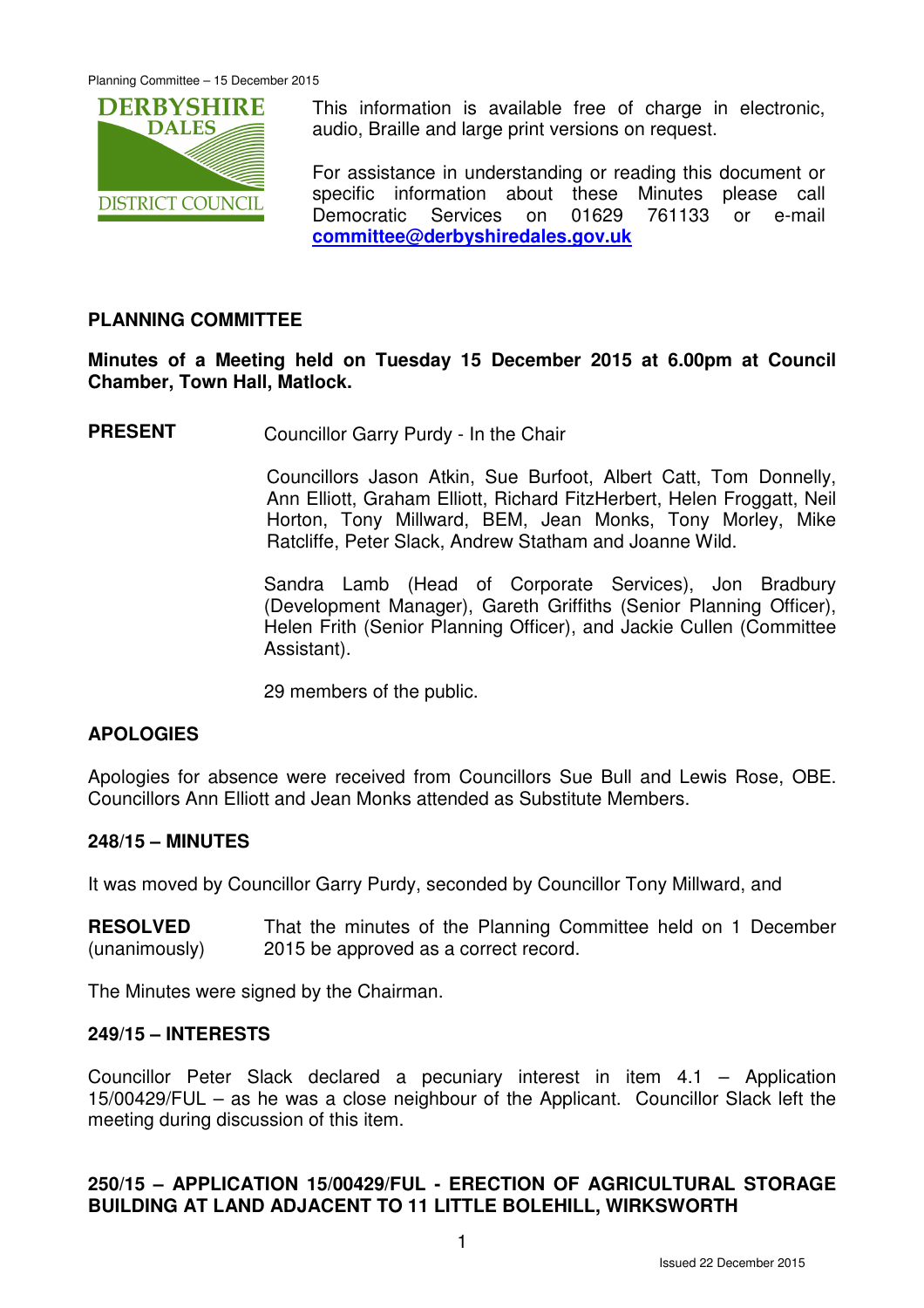This information is available free of charge in electronic, audio, Braille and large print versions on request.

For assistance in understanding or reading this document or specific information about these Minutes please call Democratic Services on 01629 761133 or e-mail **committee@derbyshiredales.gov.uk**

## PLANNING COMMITTEE

**Minutes of a Meeting held on Tuesday 15 December 2015 at 6.00pm at Council Chamber, Town Hall, Matlock.**

**PRESENT** Councillor Garry Purdy - In the Chair

Councillors Jason Atkin, Sue Burfoot, Albert Catt, Tom Donnelly, Ann Elliott, Graham Elliott, Richard FitzHerbert, Helen Froggatt, Neil Horton, Tony Millward, BEM, Jean Monks, Tony Morley, Mike Ratcliffe, Peter Slack, Andrew Statham and Joanne Wild.

Sandra Lamb (Head of Corporate Services), Jon Bradbury (Development Manager), Gareth Griffiths (Senior Planning Officer), Helen Frith (Senior Planning Officer), and Jackie Cullen (Committee Assistant).

29 members of the public.

### APOLOGIES

Apologies for absence were received from Councillors Sue Bull and Lewis Rose, OBE. Councillors Ann Elliott and Jean Monks attended as Substitute Members.

### 248/15 – MINUTES

It was moved by Councillor Garry Purdy, seconded by Councillor Tony Millward, and

**RESOLVED** (unanimously) That the minutes of the Planning Committee held on 1 December 2015 be approved as a correct record.

The Minutes were signed by the Chairman.

### 249/15 – INTERESTS

Councillor Peter Slack declared a pecuniary interest in item 4.1 – Application 15/00429/FUL – as he was a close neighbour of the Applicant. Councillor Slack left the meeting during discussion of this item.

### 250/15 – APPLICATION 15/00429/FUL - ERECTION OF AGRICULTURAL STORAGE BUILDING AT LAND ADJACENT TO 11 LITTLE BOLEHILL, WIRKSWORTH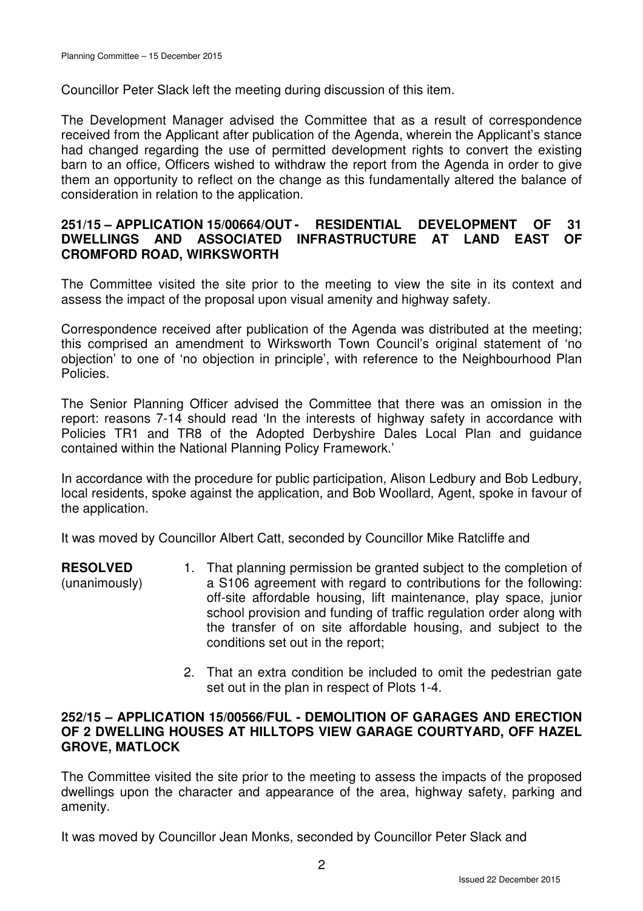Councillor Peter Slack left the meeting during discussion of this item.

The Development Manager advised the Committee that as a result of correspondence received from the Applicant after publication of the Agenda, wherein the Applicant's stance had changed regarding the use of permitted development rights to convert the existing barn to an office, Officers wished to withdraw the report from the Agenda in order to give them an opportunity to reflect on the change as this fundamentally altered the balance of consideration in relation to the application.

**251/15 – APPLICATION 15/00664/OUT - RESIDENTIAL DEVELOPMENT OF 31 DWELLINGS AND ASSOCIATED INFRASTRUCTURE AT LAND EAST OF CROMFORD ROAD, WIRKSWORTH**

The Committee visited the site prior to the meeting to view the site in its context and assess the impact of the proposal upon visual amenity and highway safety.

Correspondence received after publication of the Agenda was distributed at the meeting; this comprised an amendment to Wirksworth Town Council's original statement of 'no objection' to one of 'no objection in principle', with reference to the Neighbourhood Plan Policies.

The Senior Planning Officer advised the Committee that there was an omission in the report: reasons 7-14 should read 'In the interests of highway safety in accordance with Policies TR1 and TR8 of the Adopted Derbyshire Dales Local Plan and guidance contained within the National Planning Policy Framework.'

In accordance with the procedure for public participation, Alison Ledbury and Bob Ledbury, local residents, spoke against the application, and Bob Woollard, Agent, spoke in favour of the application.

It was moved by Councillor Albert Catt, seconded by Councillor Mike Ratcliffe and

**RESOLVED** (unanimously)

1. That planning permission be granted subject to the completion of a S106 agreement with regard to contributions for the following: off-site affordable housing, lift maintenance, play space, junior school provision and funding of traffic regulation order along with the transfer of on site affordable housing, and subject to the conditions set out in the report;
2. That an extra condition be included to omit the pedestrian gate set out in the plan in respect of Plots 1-4.

**252/15 – APPLICATION 15/00566/FUL - DEMOLITION OF GARAGES AND ERECTION OF 2 DWELLING HOUSES AT HILLTOPS VIEW GARAGE COURTYARD, OFF HAZEL GROVE, MATLOCK**

The Committee visited the site prior to the meeting to assess the impacts of the proposed dwellings upon the character and appearance of the area, highway safety, parking and amenity.

It was moved by Councillor Jean Monks, seconded by Councillor Peter Slack and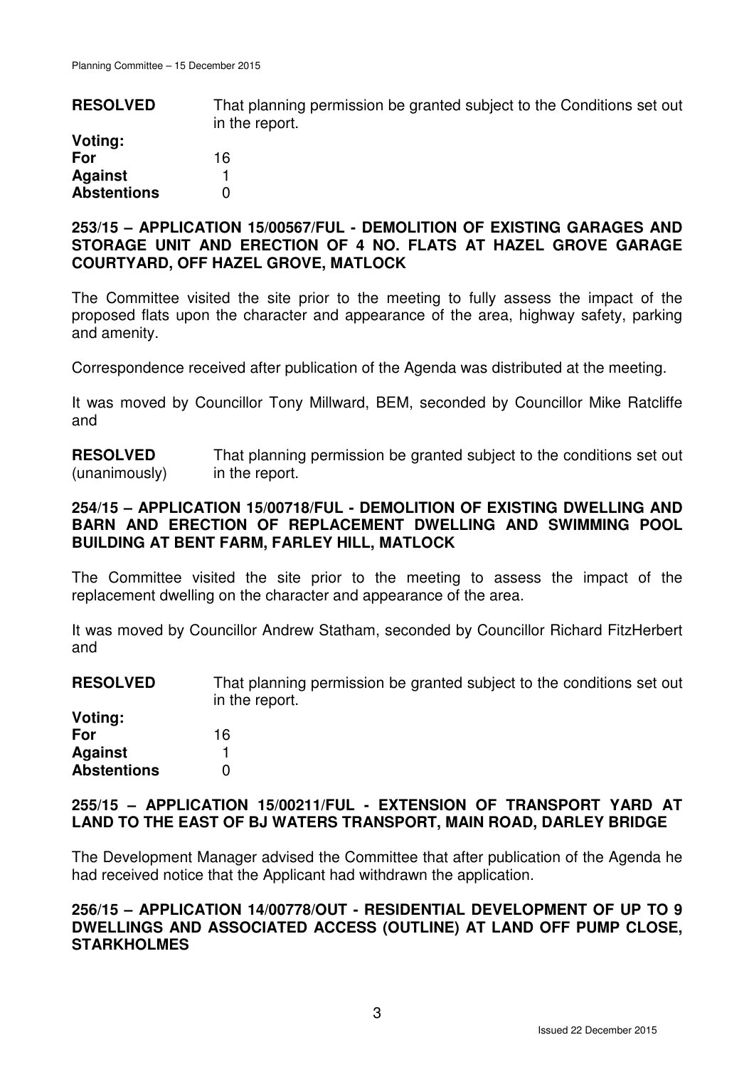**RESOLVED** That planning permission be granted subject to the Conditions set out in the report.

**Voting:**

| | |
|---|---|
| **For** | 16 |
| **Against** | 1 |
| **Abstentions** | 0 |

### 253/15 – APPLICATION 15/00567/FUL - DEMOLITION OF EXISTING GARAGES AND STORAGE UNIT AND ERECTION OF 4 NO. FLATS AT HAZEL GROVE GARAGE COURTYARD, OFF HAZEL GROVE, MATLOCK

The Committee visited the site prior to the meeting to fully assess the impact of the proposed flats upon the character and appearance of the area, highway safety, parking and amenity.

Correspondence received after publication of the Agenda was distributed at the meeting.

It was moved by Councillor Tony Millward, BEM, seconded by Councillor Mike Ratcliffe and

**RESOLVED** (unanimously) That planning permission be granted subject to the conditions set out in the report.

### 254/15 – APPLICATION 15/00718/FUL - DEMOLITION OF EXISTING DWELLING AND BARN AND ERECTION OF REPLACEMENT DWELLING AND SWIMMING POOL BUILDING AT BENT FARM, FARLEY HILL, MATLOCK

The Committee visited the site prior to the meeting to assess the impact of the replacement dwelling on the character and appearance of the area.

It was moved by Councillor Andrew Statham, seconded by Councillor Richard FitzHerbert and

**RESOLVED** That planning permission be granted subject to the conditions set out in the report.

**Voting:**

| | |
|---|---|
| **For** | 16 |
| **Against** | 1 |
| **Abstentions** | 0 |

### 255/15 – APPLICATION 15/00211/FUL - EXTENSION OF TRANSPORT YARD AT LAND TO THE EAST OF BJ WATERS TRANSPORT, MAIN ROAD, DARLEY BRIDGE

The Development Manager advised the Committee that after publication of the Agenda he had received notice that the Applicant had withdrawn the application.

### 256/15 – APPLICATION 14/00778/OUT - RESIDENTIAL DEVELOPMENT OF UP TO 9 DWELLINGS AND ASSOCIATED ACCESS (OUTLINE) AT LAND OFF PUMP CLOSE, STARKHOLMES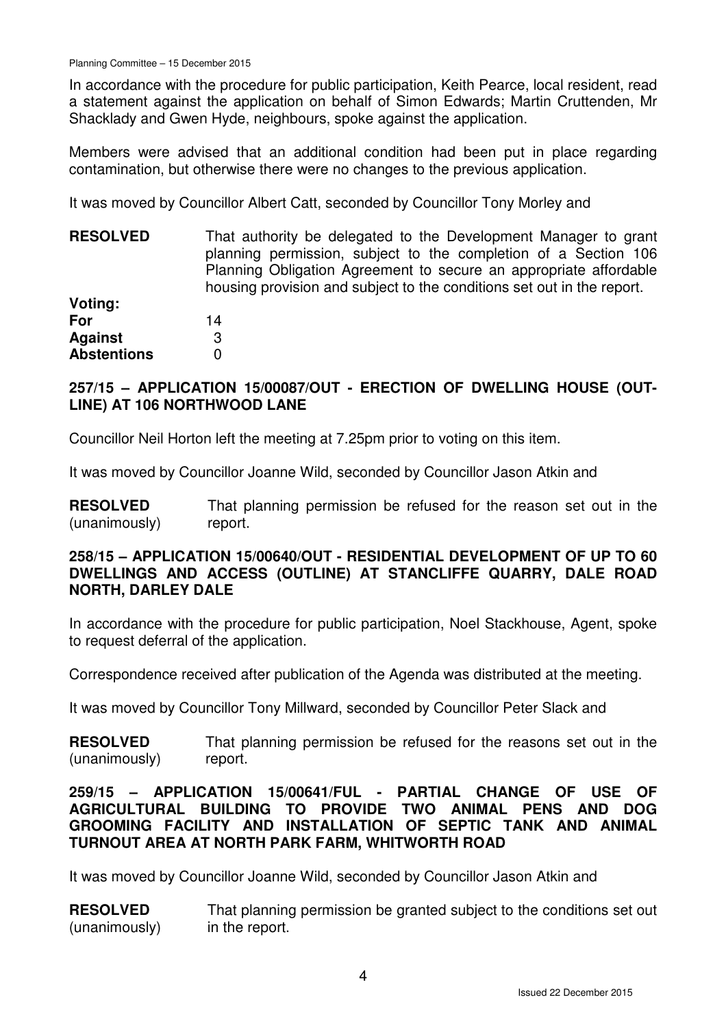In accordance with the procedure for public participation, Keith Pearce, local resident, read a statement against the application on behalf of Simon Edwards; Martin Cruttenden, Mr Shacklady and Gwen Hyde, neighbours, spoke against the application.

Members were advised that an additional condition had been put in place regarding contamination, but otherwise there were no changes to the previous application.

It was moved by Councillor Albert Catt, seconded by Councillor Tony Morley and

**RESOLVED** That authority be delegated to the Development Manager to grant planning permission, subject to the completion of a Section 106 Planning Obligation Agreement to secure an appropriate affordable housing provision and subject to the conditions set out in the report.

**Voting:**
**For** 14
**Against** 3
**Abstentions** 0

## 257/15 – APPLICATION 15/00087/OUT - ERECTION OF DWELLING HOUSE (OUTLINE) AT 106 NORTHWOOD LANE

Councillor Neil Horton left the meeting at 7.25pm prior to voting on this item.

It was moved by Councillor Joanne Wild, seconded by Councillor Jason Atkin and

**RESOLVED** (unanimously) That planning permission be refused for the reason set out in the report.

## 258/15 – APPLICATION 15/00640/OUT - RESIDENTIAL DEVELOPMENT OF UP TO 60 DWELLINGS AND ACCESS (OUTLINE) AT STANCLIFFE QUARRY, DALE ROAD NORTH, DARLEY DALE

In accordance with the procedure for public participation, Noel Stackhouse, Agent, spoke to request deferral of the application.

Correspondence received after publication of the Agenda was distributed at the meeting.

It was moved by Councillor Tony Millward, seconded by Councillor Peter Slack and

**RESOLVED** (unanimously) That planning permission be refused for the reasons set out in the report.

## 259/15 – APPLICATION 15/00641/FUL - PARTIAL CHANGE OF USE OF AGRICULTURAL BUILDING TO PROVIDE TWO ANIMAL PENS AND DOG GROOMING FACILITY AND INSTALLATION OF SEPTIC TANK AND ANIMAL TURNOUT AREA AT NORTH PARK FARM, WHITWORTH ROAD

It was moved by Councillor Joanne Wild, seconded by Councillor Jason Atkin and

**RESOLVED** (unanimously) That planning permission be granted subject to the conditions set out in the report.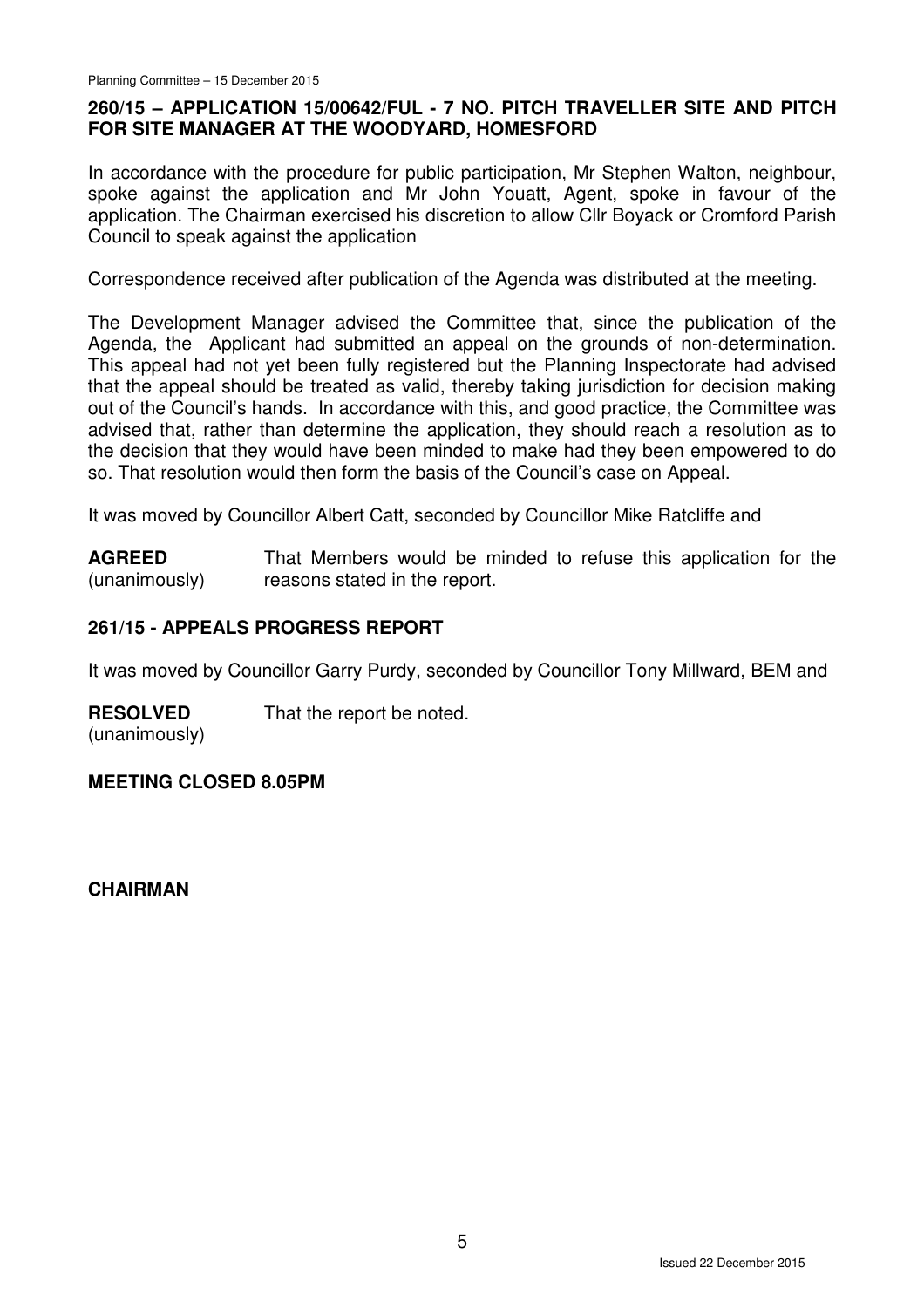**260/15 – APPLICATION 15/00642/FUL - 7 NO. PITCH TRAVELLER SITE AND PITCH FOR SITE MANAGER AT THE WOODYARD, HOMESFORD**

In accordance with the procedure for public participation, Mr Stephen Walton, neighbour, spoke against the application and Mr John Youatt, Agent, spoke in favour of the application. The Chairman exercised his discretion to allow Cllr Boyack or Cromford Parish Council to speak against the application

Correspondence received after publication of the Agenda was distributed at the meeting.

The Development Manager advised the Committee that, since the publication of the Agenda, the Applicant had submitted an appeal on the grounds of non-determination. This appeal had not yet been fully registered but the Planning Inspectorate had advised that the appeal should be treated as valid, thereby taking jurisdiction for decision making out of the Council's hands. In accordance with this, and good practice, the Committee was advised that, rather than determine the application, they should reach a resolution as to the decision that they would have been minded to make had they been empowered to do so. That resolution would then form the basis of the Council's case on Appeal.

It was moved by Councillor Albert Catt, seconded by Councillor Mike Ratcliffe and

**AGREED** (unanimously) That Members would be minded to refuse this application for the reasons stated in the report.

**261/15 - APPEALS PROGRESS REPORT**

It was moved by Councillor Garry Purdy, seconded by Councillor Tony Millward, BEM and

**RESOLVED** (unanimously) That the report be noted.

**MEETING CLOSED 8.05PM**

**CHAIRMAN**

Issued 22 December 2015